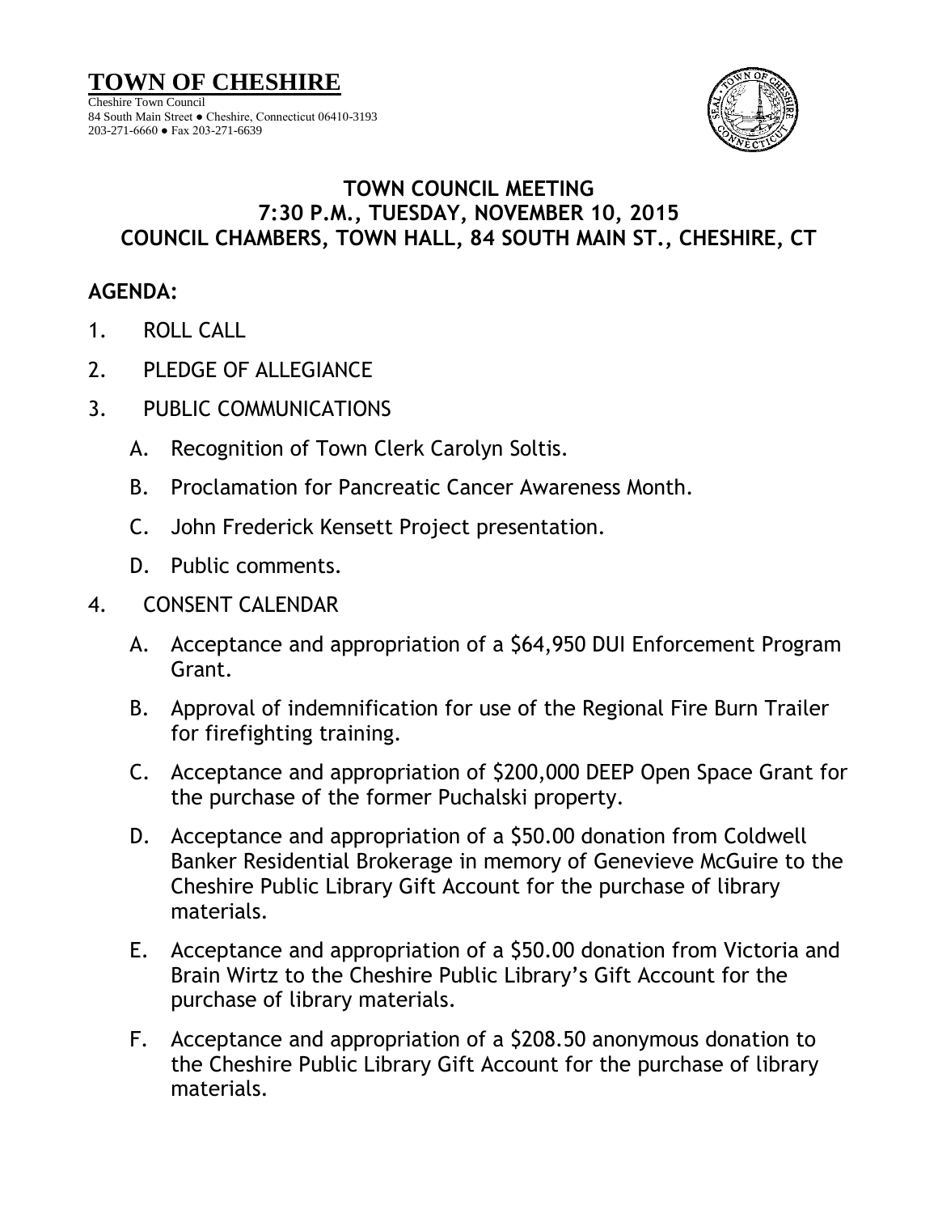# TOWN OF CHESHIRE

Cheshire Town Council
84 South Main Street ● Cheshire, Connecticut 06410-3193
203-271-6660 ● Fax 203-271-6639

## TOWN COUNCIL MEETING
## 7:30 P.M., TUESDAY, NOVEMBER 10, 2015
## COUNCIL CHAMBERS, TOWN HALL, 84 SOUTH MAIN ST., CHESHIRE, CT

**AGENDA:**

1. ROLL CALL
2. PLEDGE OF ALLEGIANCE
3. PUBLIC COMMUNICATIONS
   A. Recognition of Town Clerk Carolyn Soltis.
   B. Proclamation for Pancreatic Cancer Awareness Month.
   C. John Frederick Kensett Project presentation.
   D. Public comments.
4. CONSENT CALENDAR
   A. Acceptance and appropriation of a $64,950 DUI Enforcement Program Grant.
   B. Approval of indemnification for use of the Regional Fire Burn Trailer for firefighting training.
   C. Acceptance and appropriation of $200,000 DEEP Open Space Grant for the purchase of the former Puchalski property.
   D. Acceptance and appropriation of a $50.00 donation from Coldwell Banker Residential Brokerage in memory of Genevieve McGuire to the Cheshire Public Library Gift Account for the purchase of library materials.
   E. Acceptance and appropriation of a $50.00 donation from Victoria and Brain Wirtz to the Cheshire Public Library's Gift Account for the purchase of library materials.
   F. Acceptance and appropriation of a $208.50 anonymous donation to the Cheshire Public Library Gift Account for the purchase of library materials.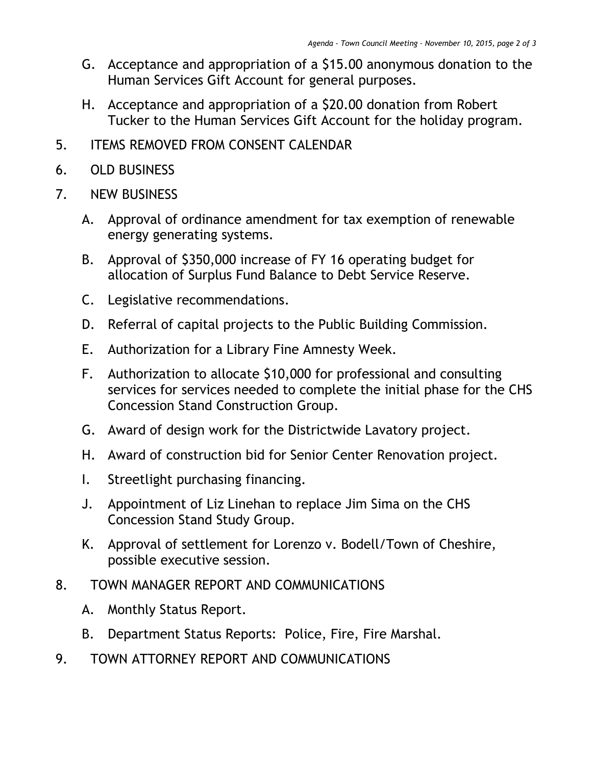G. Acceptance and appropriation of a $15.00 anonymous donation to the Human Services Gift Account for general purposes.

H. Acceptance and appropriation of a $20.00 donation from Robert Tucker to the Human Services Gift Account for the holiday program.

5. ITEMS REMOVED FROM CONSENT CALENDAR

6. OLD BUSINESS

7. NEW BUSINESS

   A. Approval of ordinance amendment for tax exemption of renewable energy generating systems.

   B. Approval of $350,000 increase of FY 16 operating budget for allocation of Surplus Fund Balance to Debt Service Reserve.

   C. Legislative recommendations.

   D. Referral of capital projects to the Public Building Commission.

   E. Authorization for a Library Fine Amnesty Week.

   F. Authorization to allocate $10,000 for professional and consulting services for services needed to complete the initial phase for the CHS Concession Stand Construction Group.

   G. Award of design work for the Districtwide Lavatory project.

   H. Award of construction bid for Senior Center Renovation project.

   I. Streetlight purchasing financing.

   J. Appointment of Liz Linehan to replace Jim Sima on the CHS Concession Stand Study Group.

   K. Approval of settlement for Lorenzo v. Bodell/Town of Cheshire, possible executive session.

8. TOWN MANAGER REPORT AND COMMUNICATIONS

   A. Monthly Status Report.

   B. Department Status Reports: Police, Fire, Fire Marshal.

9. TOWN ATTORNEY REPORT AND COMMUNICATIONS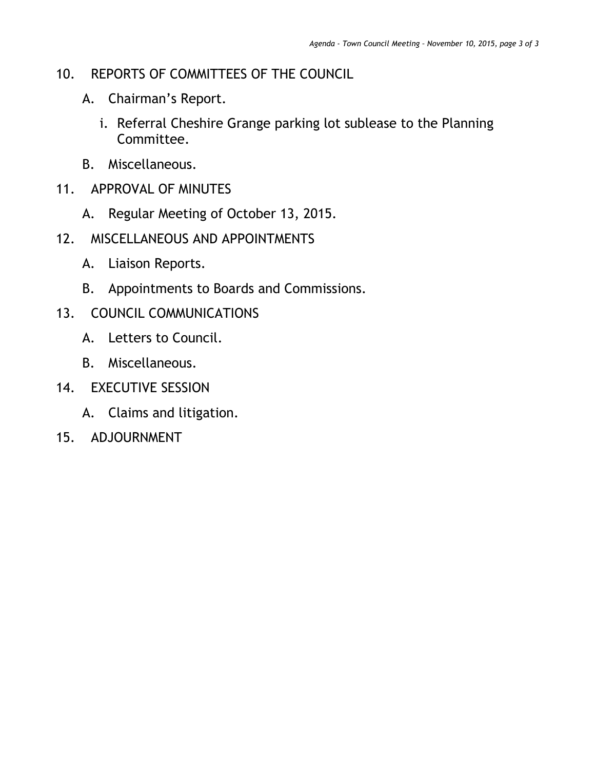10. REPORTS OF COMMITTEES OF THE COUNCIL

    A. Chairman's Report.

        i. Referral Cheshire Grange parking lot sublease to the Planning Committee.

    B. Miscellaneous.

11. APPROVAL OF MINUTES

    A. Regular Meeting of October 13, 2015.

12. MISCELLANEOUS AND APPOINTMENTS

    A. Liaison Reports.

    B. Appointments to Boards and Commissions.

13. COUNCIL COMMUNICATIONS

    A. Letters to Council.

    B. Miscellaneous.

14. EXECUTIVE SESSION

    A. Claims and litigation.

15. ADJOURNMENT